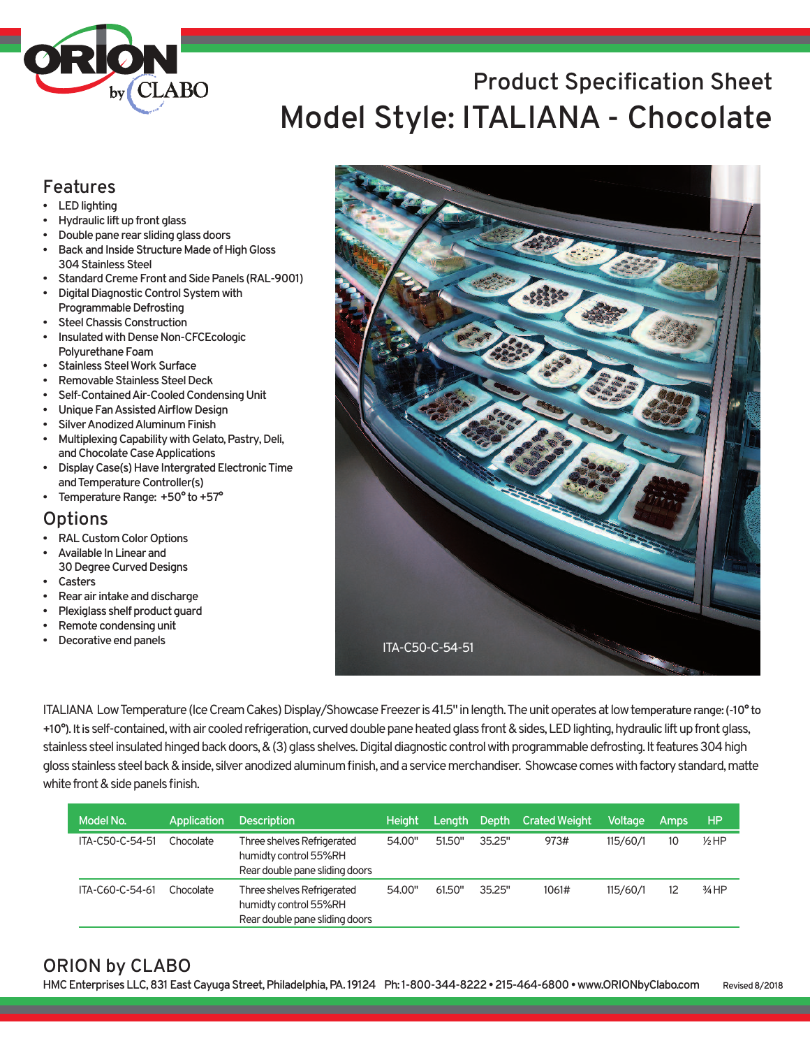# Product Specification Sheet

# Model Style: ITALIANA - Chocolate

## Features

- LED lighting
- Hydraulic lift up front glass
- Double pane rear sliding glass doors
- Back and Inside Structure Made of High Gloss 304 Stainless Steel
- Standard Creme Front and Side Panels (RAL-9001)
- Digital Diagnostic Control System with Programmable Defrosting
- Steel Chassis Construction
- Insulated with Dense Non-CFCEcologic Polyurethane Foam
- Stainless Steel Work Surface
- Removable Stainless Steel Deck
- Self-Contained Air-Cooled Condensing Unit
- Unique Fan Assisted Airflow Design
- Silver Anodized Aluminum Finish
- Multiplexing Capability with Gelato, Pastry, Deli, and Chocolate Case Applications
- Display Case(s) Have Intergrated Electronic Time and Temperature Controller(s)
- Temperature Range: +50° to +57°

## Options

- RAL Custom Color Options
- Available In Linear and 30 Degree Curved Designs
- Casters
- Rear air intake and discharge
- Plexiglass shelf product guard
- Remote condensing unit
- Decorative end panels

ITA-C50-C-54-51

ITALIANA Low Temperature (Ice Cream Cakes) Display/Showcase Freezer is 41.5" in length. The unit operates at low temperature range: (-10° to +10°). It is self-contained, with air cooled refrigeration, curved double pane heated glass front & sides, LED lighting, hydraulic lift up front glass, stainless steel insulated hinged back doors, & (3) glass shelves. Digital diagnostic control with programmable defrosting. It features 304 high gloss stainless steel back & inside, silver anodized aluminum finish, and a service merchandiser. Showcase comes with factory standard, matte white front & side panels finish.

| Model No. | Application | Description | Height | Length | Depth | Crated Weight | Voltage | Amps | HP |
|---|---|---|---|---|---|---|---|---|---|
| ITA-C50-C-54-51 | Chocolate | Three shelves Refrigerated humidty control 55%RH Rear double pane sliding doors | 54.00" | 51.50" | 35.25" | 973# | 115/60/1 | 10 | ½ HP |
| ITA-C60-C-54-61 | Chocolate | Three shelves Refrigerated humidty control 55%RH Rear double pane sliding doors | 54.00" | 61.50" | 35.25" | 1061# | 115/60/1 | 12 | ¾ HP |

## ORION by CLABO

HMC Enterprises LLC, 831 East Cayuga Street, Philadelphia, PA. 19124 Ph: 1-800-344-8222 • 215-464-6800 • www.ORIONbyClabo.com

Revised 8/2018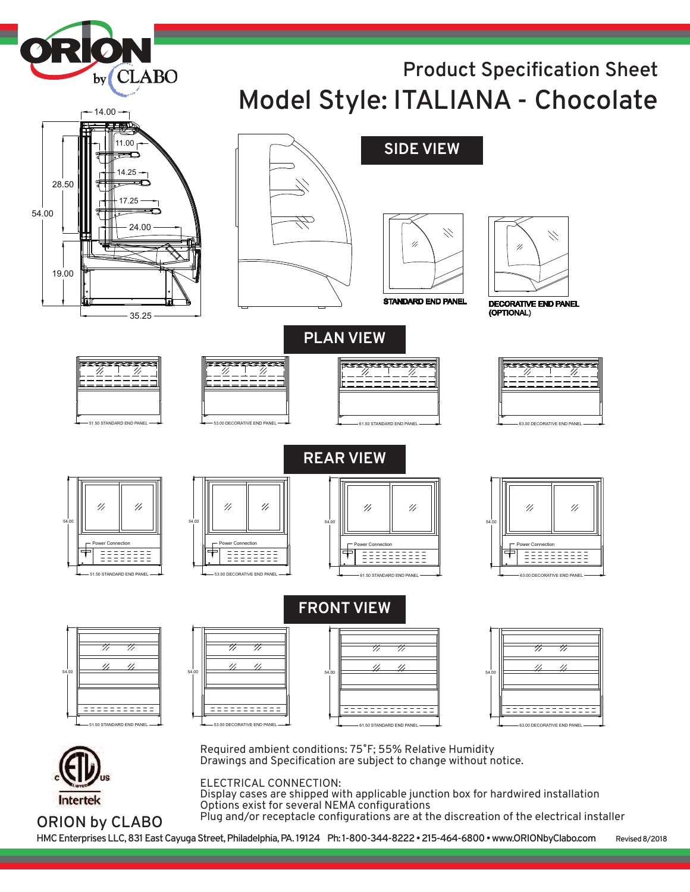ORION by CLABO

Product Specification Sheet

# Model Style: ITALIANA - Chocolate

14.00
11.00
14.25
17.25
24.00
28.50
54.00
19.00
35.25

## SIDE VIEW

STANDARD END PANEL

DECORATIVE END PANEL (OPTIONAL)

## PLAN VIEW

51.50 STANDARD END PANEL

53.00 DECORATIVE END PANEL

61.50 STANDARD END PANEL

63.00 DECORATIVE END PANEL

## REAR VIEW

54.00
Power Connection
51.50 STANDARD END PANEL

54.00
Power Connection
53.00 DECORATIVE END PANEL

54.00
Power Connection
61.50 STANDARD END PANEL

54.00
Power Connection
63.00 DECORATIVE END PANEL

## FRONT VIEW

54.00
51.50 STANDARD END PANEL

54.00
53.00 DECORATIVE END PANEL

54.00
61.50 STANDARD END PANEL

54.00
63.00 DECORATIVE END PANEL

Intertek

ORION by CLABO

Required ambient conditions: 75˚F; 55% Relative Humidity
Drawings and Specification are subject to change without notice.

ELECTRICAL CONNECTION:
Display cases are shipped with applicable junction box for hardwired installation
Options exist for several NEMA configurations
Plug and/or receptacle configurations are at the discreation of the electrical installer

HMC Enterprises LLC, 831 East Cayuga Street, Philadelphia, PA. 19124 Ph: 1-800-344-8222 • 215-464-6800 • www.ORIONbyClabo.com Revised 8/2018